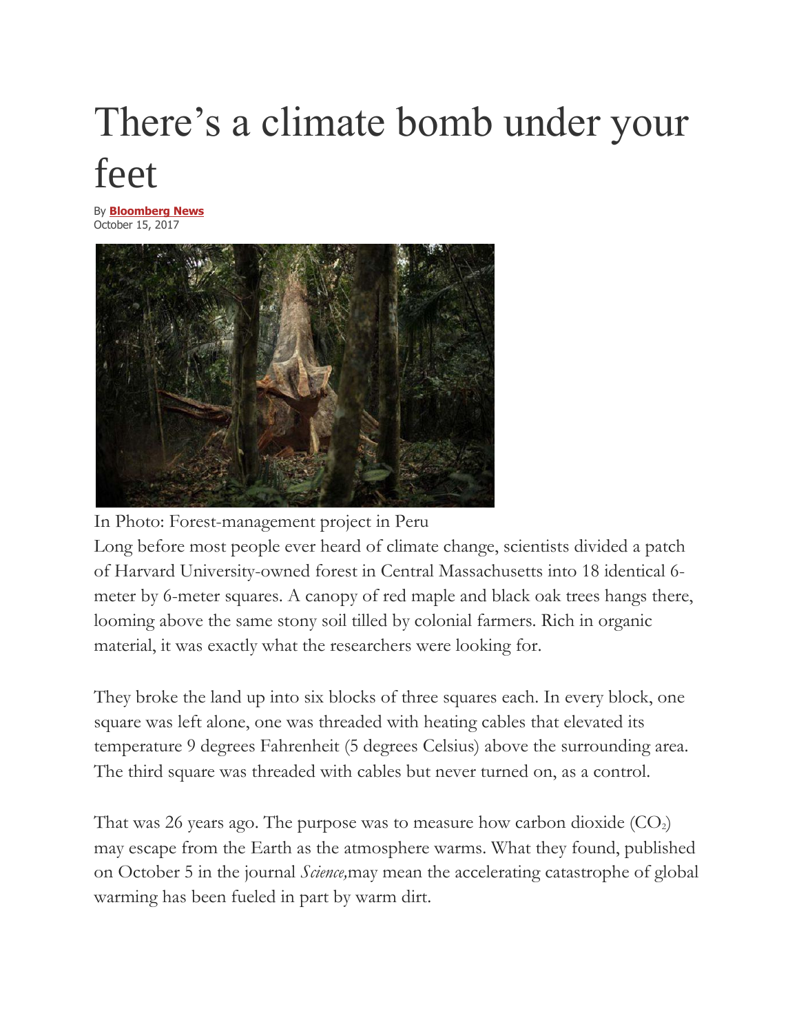# There's a climate bomb under your feet

By **Bloomberg News**
October 15, 2017

In Photo: Forest-management project in Peru

Long before most people ever heard of climate change, scientists divided a patch of Harvard University-owned forest in Central Massachusetts into 18 identical 6-meter by 6-meter squares. A canopy of red maple and black oak trees hangs there, looming above the same stony soil tilled by colonial farmers. Rich in organic material, it was exactly what the researchers were looking for.

They broke the land up into six blocks of three squares each. In every block, one square was left alone, one was threaded with heating cables that elevated its temperature 9 degrees Fahrenheit (5 degrees Celsius) above the surrounding area. The third square was threaded with cables but never turned on, as a control.

That was 26 years ago. The purpose was to measure how carbon dioxide ($CO_2$) may escape from the Earth as the atmosphere warms. What they found, published on October 5 in the journal *Science,*may mean the accelerating catastrophe of global warming has been fueled in part by warm dirt.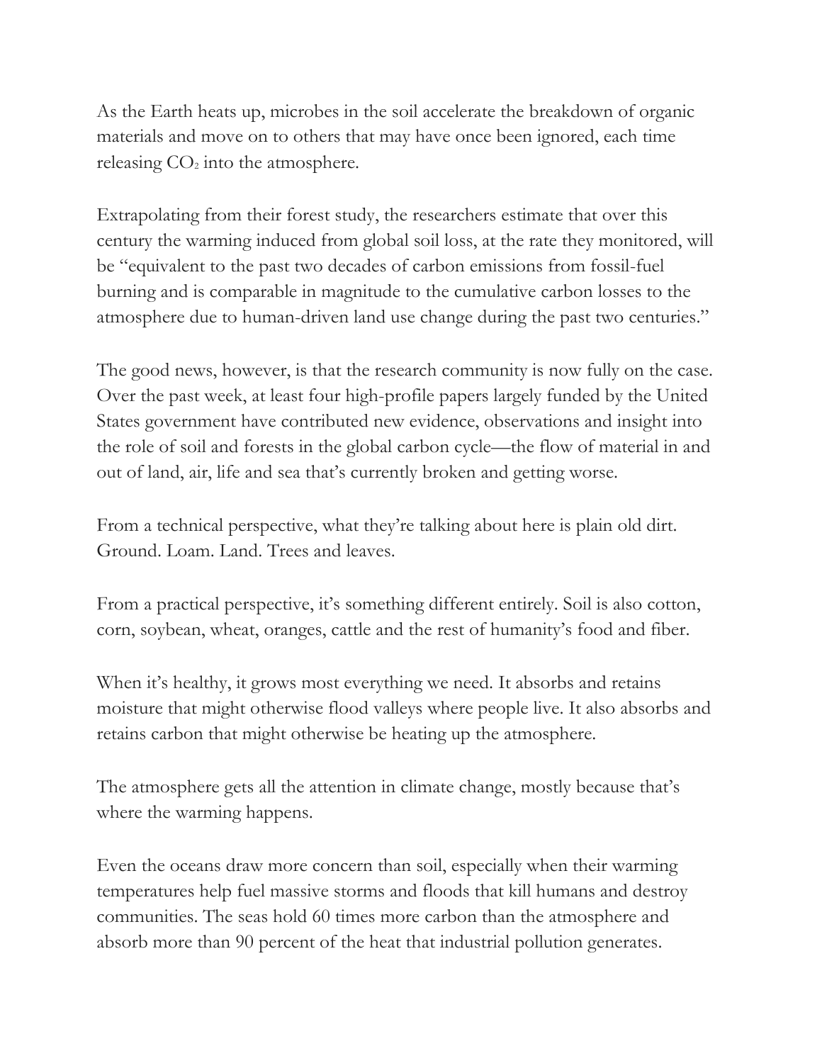As the Earth heats up, microbes in the soil accelerate the breakdown of organic materials and move on to others that may have once been ignored, each time releasing $CO_2$ into the atmosphere.

Extrapolating from their forest study, the researchers estimate that over this century the warming induced from global soil loss, at the rate they monitored, will be "equivalent to the past two decades of carbon emissions from fossil-fuel burning and is comparable in magnitude to the cumulative carbon losses to the atmosphere due to human-driven land use change during the past two centuries."

The good news, however, is that the research community is now fully on the case. Over the past week, at least four high-profile papers largely funded by the United States government have contributed new evidence, observations and insight into the role of soil and forests in the global carbon cycle—the flow of material in and out of land, air, life and sea that's currently broken and getting worse.

From a technical perspective, what they're talking about here is plain old dirt. Ground. Loam. Land. Trees and leaves.

From a practical perspective, it's something different entirely. Soil is also cotton, corn, soybean, wheat, oranges, cattle and the rest of humanity's food and fiber.

When it's healthy, it grows most everything we need. It absorbs and retains moisture that might otherwise flood valleys where people live. It also absorbs and retains carbon that might otherwise be heating up the atmosphere.

The atmosphere gets all the attention in climate change, mostly because that's where the warming happens.

Even the oceans draw more concern than soil, especially when their warming temperatures help fuel massive storms and floods that kill humans and destroy communities. The seas hold 60 times more carbon than the atmosphere and absorb more than 90 percent of the heat that industrial pollution generates.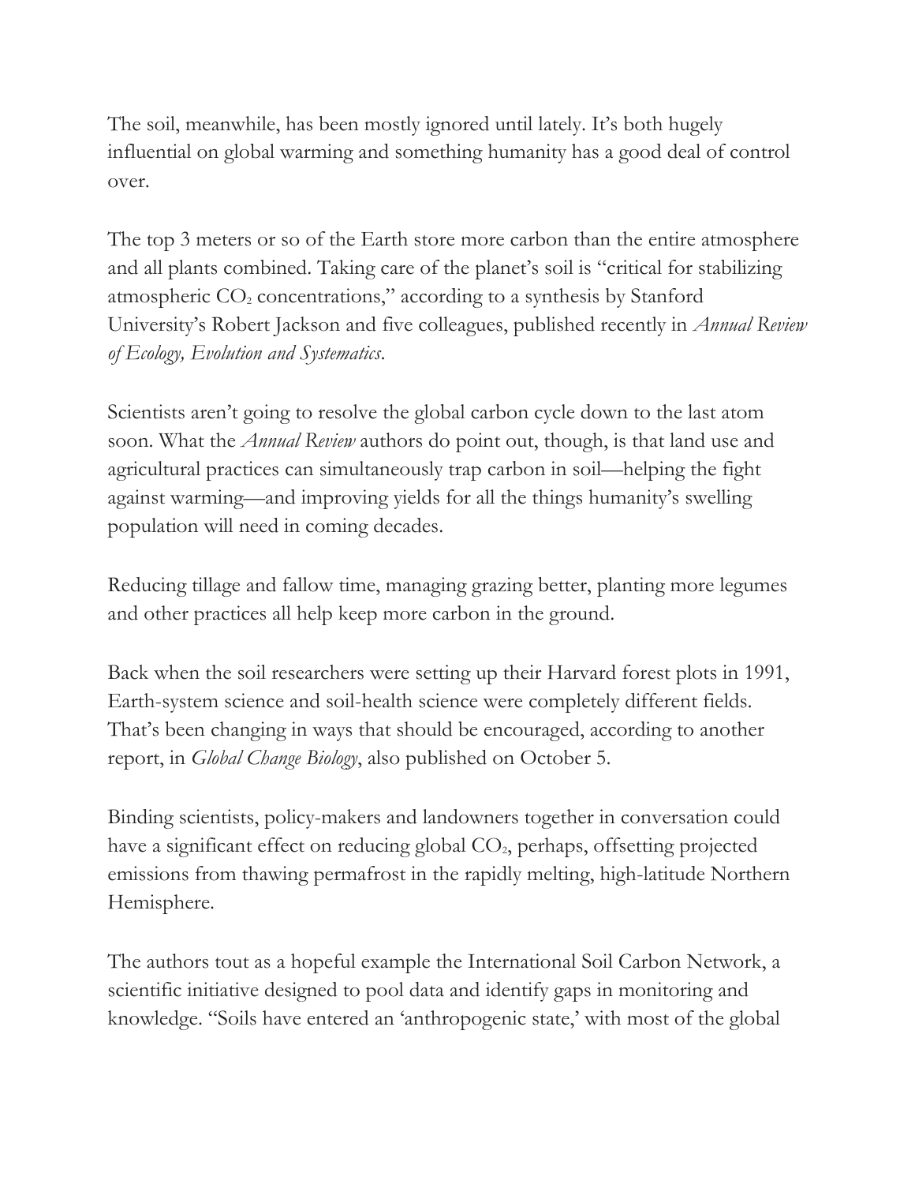The soil, meanwhile, has been mostly ignored until lately. It's both hugely influential on global warming and something humanity has a good deal of control over.

The top 3 meters or so of the Earth store more carbon than the entire atmosphere and all plants combined. Taking care of the planet's soil is "critical for stabilizing atmospheric $CO_2$ concentrations," according to a synthesis by Stanford University's Robert Jackson and five colleagues, published recently in *Annual Review of Ecology, Evolution and Systematics*.

Scientists aren't going to resolve the global carbon cycle down to the last atom soon. What the *Annual Review* authors do point out, though, is that land use and agricultural practices can simultaneously trap carbon in soil—helping the fight against warming—and improving yields for all the things humanity's swelling population will need in coming decades.

Reducing tillage and fallow time, managing grazing better, planting more legumes and other practices all help keep more carbon in the ground.

Back when the soil researchers were setting up their Harvard forest plots in 1991, Earth-system science and soil-health science were completely different fields. That's been changing in ways that should be encouraged, according to another report, in *Global Change Biology*, also published on October 5.

Binding scientists, policy-makers and landowners together in conversation could have a significant effect on reducing global $CO_2$, perhaps, offsetting projected emissions from thawing permafrost in the rapidly melting, high-latitude Northern Hemisphere.

The authors tout as a hopeful example the International Soil Carbon Network, a scientific initiative designed to pool data and identify gaps in monitoring and knowledge. "Soils have entered an 'anthropogenic state,' with most of the global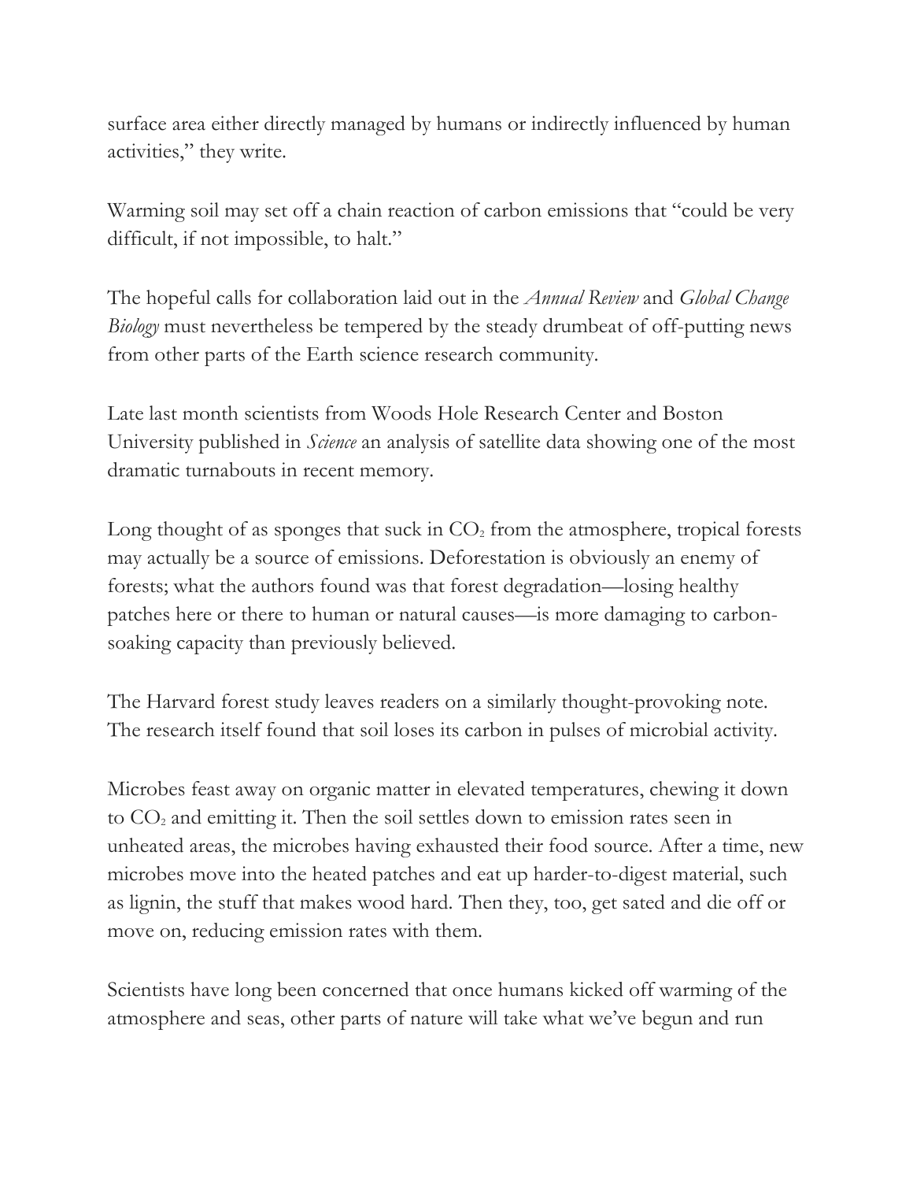surface area either directly managed by humans or indirectly influenced by human activities," they write.

Warming soil may set off a chain reaction of carbon emissions that "could be very difficult, if not impossible, to halt."

The hopeful calls for collaboration laid out in the *Annual Review* and *Global Change Biology* must nevertheless be tempered by the steady drumbeat of off-putting news from other parts of the Earth science research community.

Late last month scientists from Woods Hole Research Center and Boston University published in *Science* an analysis of satellite data showing one of the most dramatic turnabouts in recent memory.

Long thought of as sponges that suck in $CO_2$ from the atmosphere, tropical forests may actually be a source of emissions. Deforestation is obviously an enemy of forests; what the authors found was that forest degradation—losing healthy patches here or there to human or natural causes—is more damaging to carbon-soaking capacity than previously believed.

The Harvard forest study leaves readers on a similarly thought-provoking note. The research itself found that soil loses its carbon in pulses of microbial activity.

Microbes feast away on organic matter in elevated temperatures, chewing it down to $CO_2$ and emitting it. Then the soil settles down to emission rates seen in unheated areas, the microbes having exhausted their food source. After a time, new microbes move into the heated patches and eat up harder-to-digest material, such as lignin, the stuff that makes wood hard. Then they, too, get sated and die off or move on, reducing emission rates with them.

Scientists have long been concerned that once humans kicked off warming of the atmosphere and seas, other parts of nature will take what we've begun and run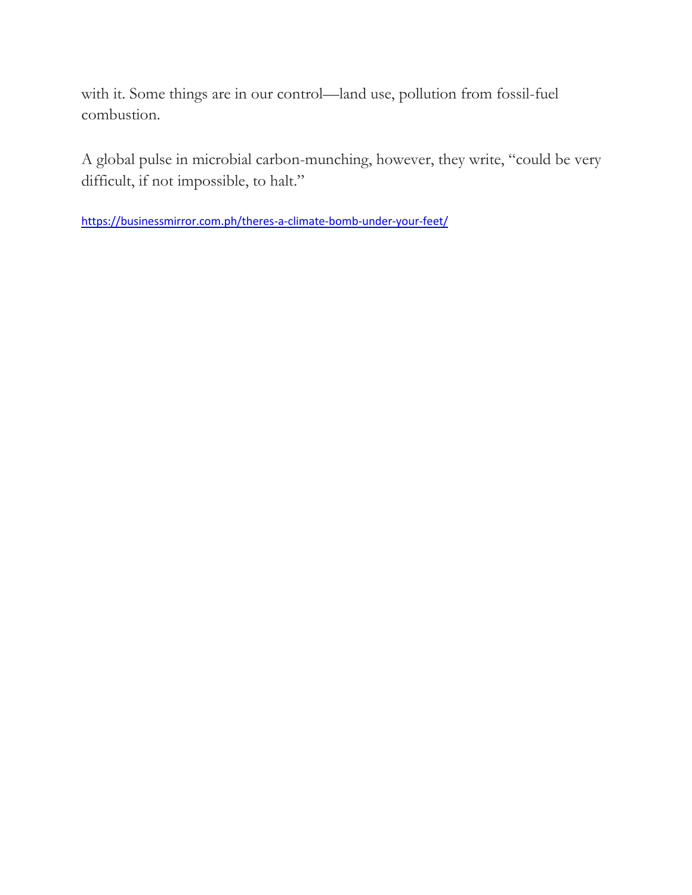with it. Some things are in our control—land use, pollution from fossil-fuel combustion.

A global pulse in microbial carbon-munching, however, they write, "could be very difficult, if not impossible, to halt."

https://businessmirror.com.ph/theres-a-climate-bomb-under-your-feet/